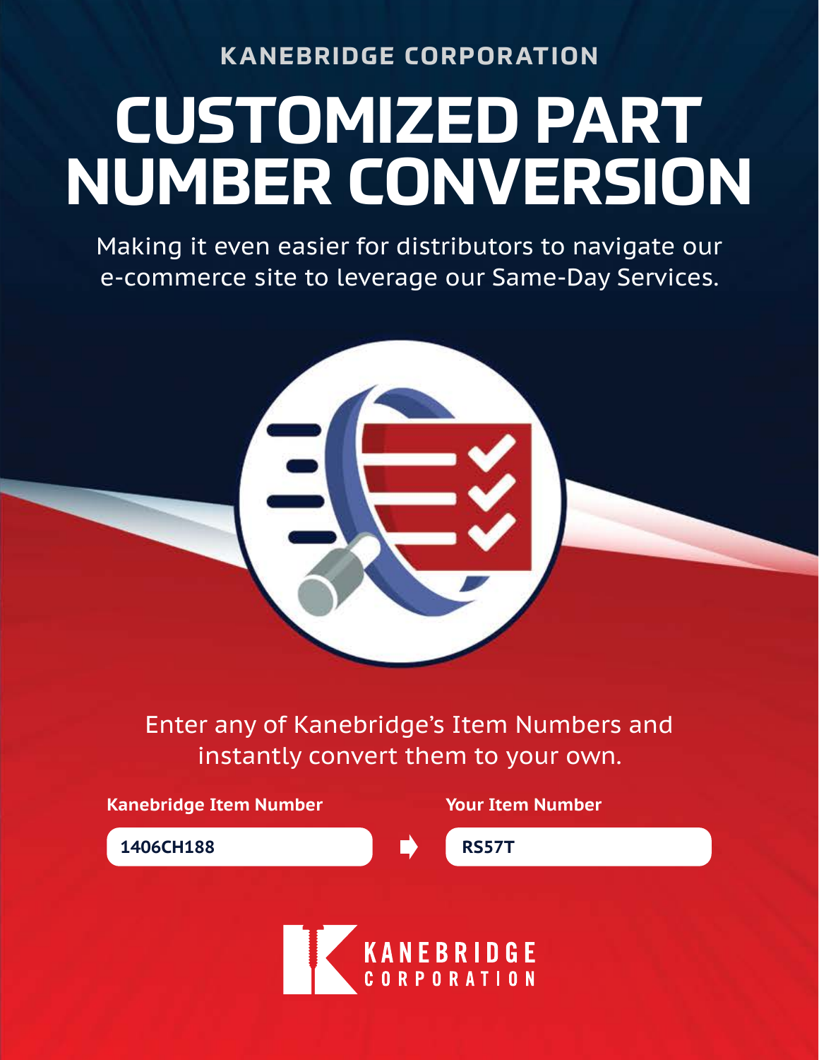KANEBRIDGE CORPORATION

# CUSTOMIZED PART NUMBER CONVERSION

Making it even easier for distributors to navigate our e-commerce site to leverage our Same-Day Services.

Enter any of Kanebridge's Item Numbers and instantly convert them to your own.

| Kanebridge Item Number | | Your Item Number |
|---|---|---|
| 1406CH188 | ➡ | RS57T |

KANEBRIDGE CORPORATION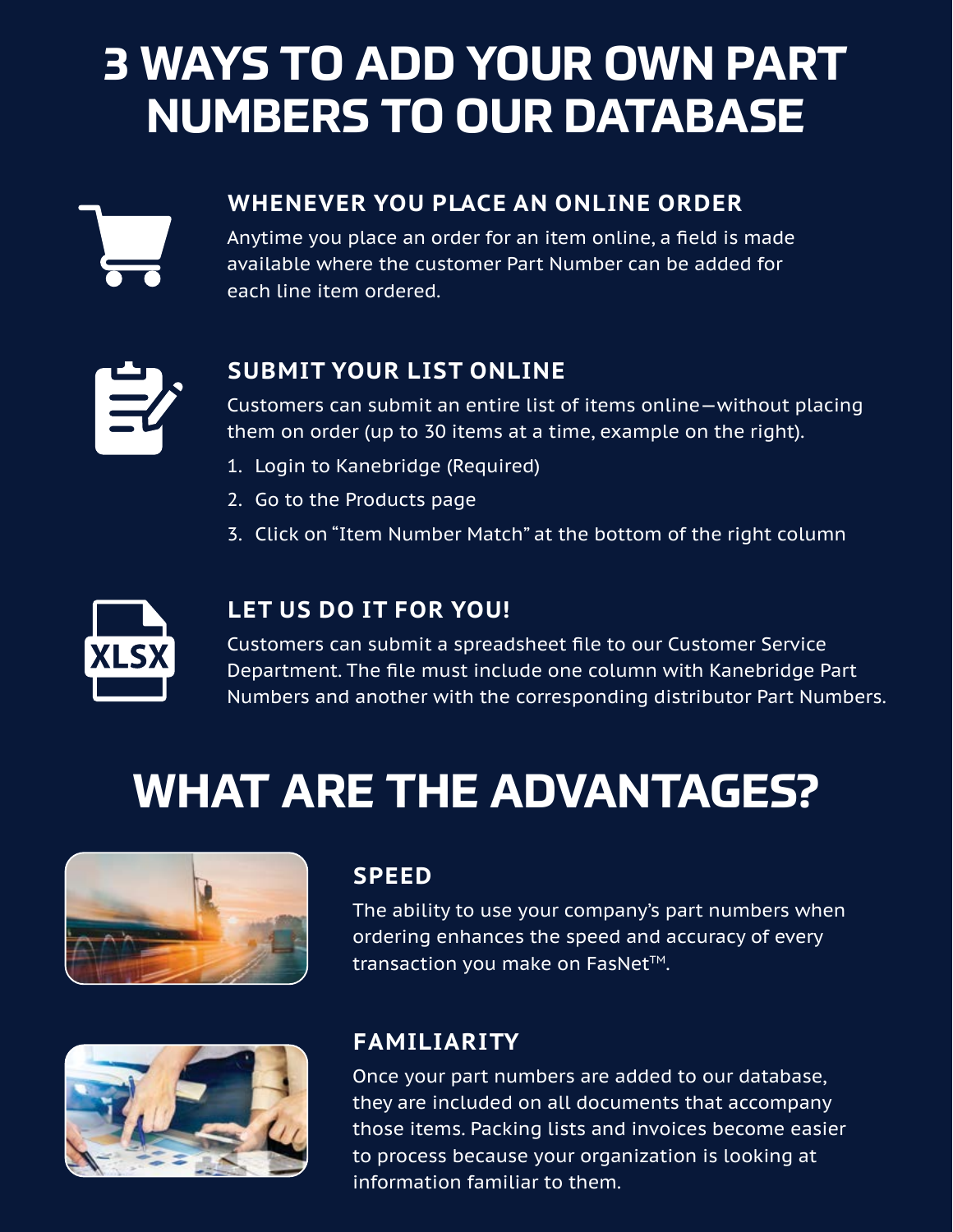# 3 WAYS TO ADD YOUR OWN PART NUMBERS TO OUR DATABASE

### WHENEVER YOU PLACE AN ONLINE ORDER

Anytime you place an order for an item online, a field is made available where the customer Part Number can be added for each line item ordered.

### SUBMIT YOUR LIST ONLINE

Customers can submit an entire list of items online—without placing them on order (up to 30 items at a time, example on the right).

1. Login to Kanebridge (Required)
2. Go to the Products page
3. Click on "Item Number Match" at the bottom of the right column

### LET US DO IT FOR YOU!

Customers can submit a spreadsheet file to our Customer Service Department. The file must include one column with Kanebridge Part Numbers and another with the corresponding distributor Part Numbers.

# WHAT ARE THE ADVANTAGES?

### SPEED

The ability to use your company's part numbers when ordering enhances the speed and accuracy of every transaction you make on FasNet™.

### FAMILIARITY

Once your part numbers are added to our database, they are included on all documents that accompany those items. Packing lists and invoices become easier to process because your organization is looking at information familiar to them.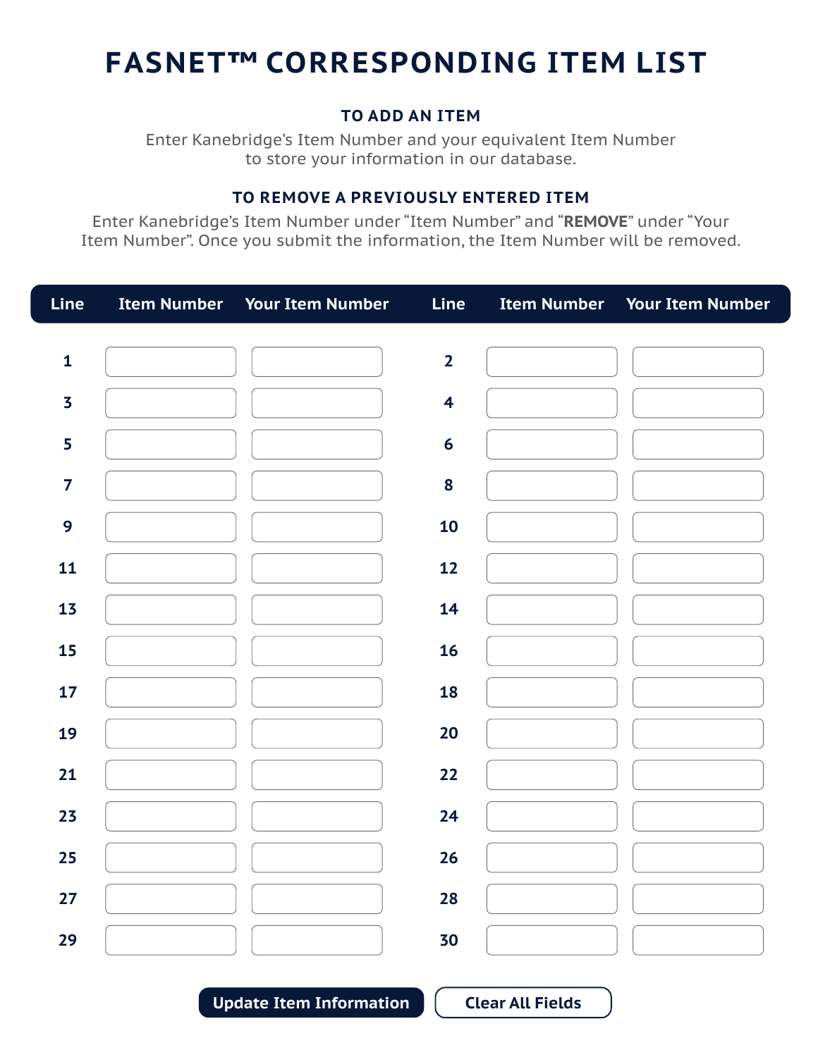# FASNET™ CORRESPONDING ITEM LIST

### TO ADD AN ITEM

Enter Kanebridge's Item Number and your equivalent Item Number to store your information in our database.

### TO REMOVE A PREVIOUSLY ENTERED ITEM

Enter Kanebridge's Item Number under "Item Number" and "**REMOVE**" under "Your Item Number". Once you submit the information, the Item Number will be removed.

| Line | Item Number | Your Item Number | Line | Item Number | Your Item Number |
|---|---|---|---|---|---|
| 1 | | | 2 | | |
| 3 | | | 4 | | |
| 5 | | | 6 | | |
| 7 | | | 8 | | |
| 9 | | | 10 | | |
| 11 | | | 12 | | |
| 13 | | | 14 | | |
| 15 | | | 16 | | |
| 17 | | | 18 | | |
| 19 | | | 20 | | |
| 21 | | | 22 | | |
| 23 | | | 24 | | |
| 25 | | | 26 | | |
| 27 | | | 28 | | |
| 29 | | | 30 | | |

Update Item Information | Clear All Fields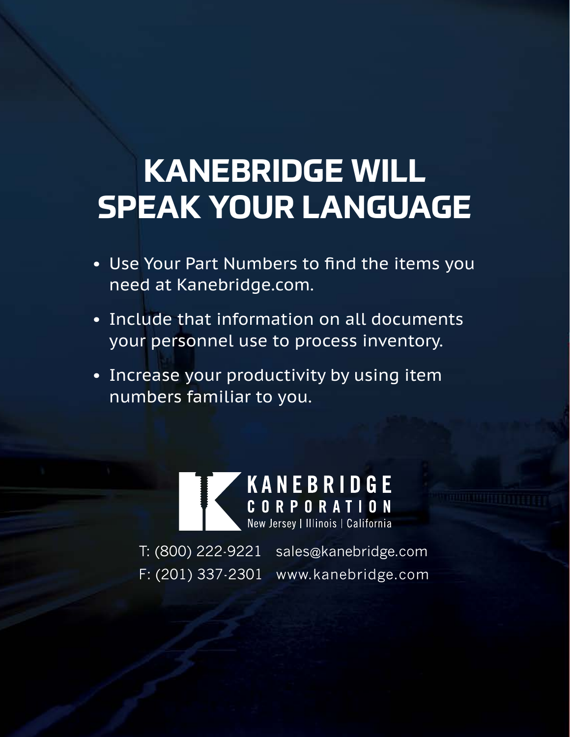# KANEBRIDGE WILL SPEAK YOUR LANGUAGE

- Use Your Part Numbers to find the items you need at Kanebridge.com.
- Include that information on all documents your personnel use to process inventory.
- Increase your productivity by using item numbers familiar to you.

KANEBRIDGE CORPORATION
New Jersey | Illinois | California

T: (800) 222-9221 sales@kanebridge.com
F: (201) 337-2301 www.kanebridge.com